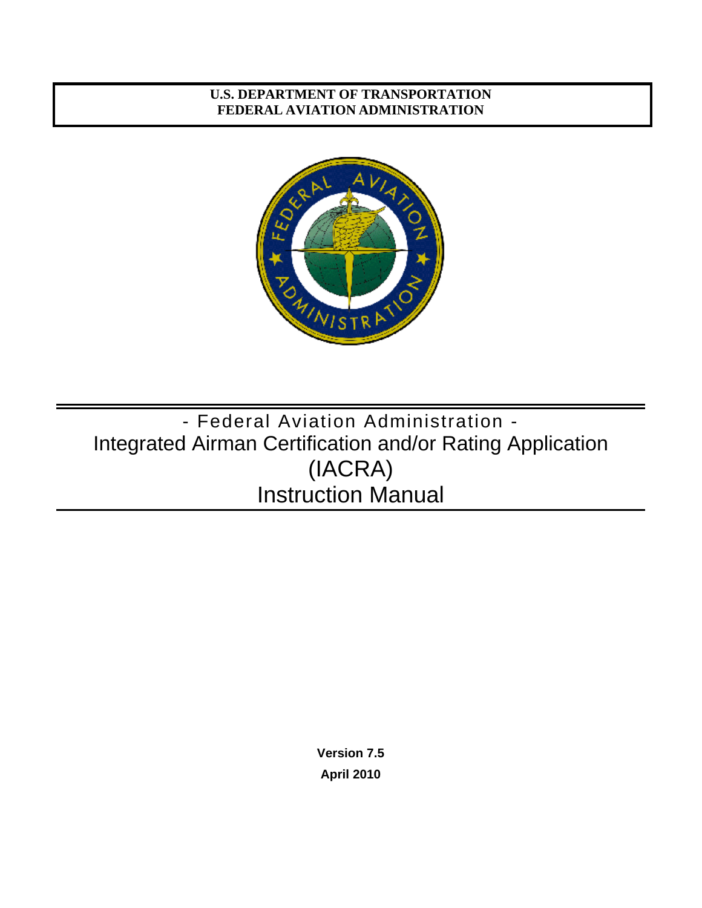**U.S. DEPARTMENT OF TRANSPORTATION**
**FEDERAL AVIATION ADMINISTRATION**

# - Federal Aviation Administration -
# Integrated Airman Certification and/or Rating Application (IACRA) Instruction Manual

**Version 7.5**

**April 2010**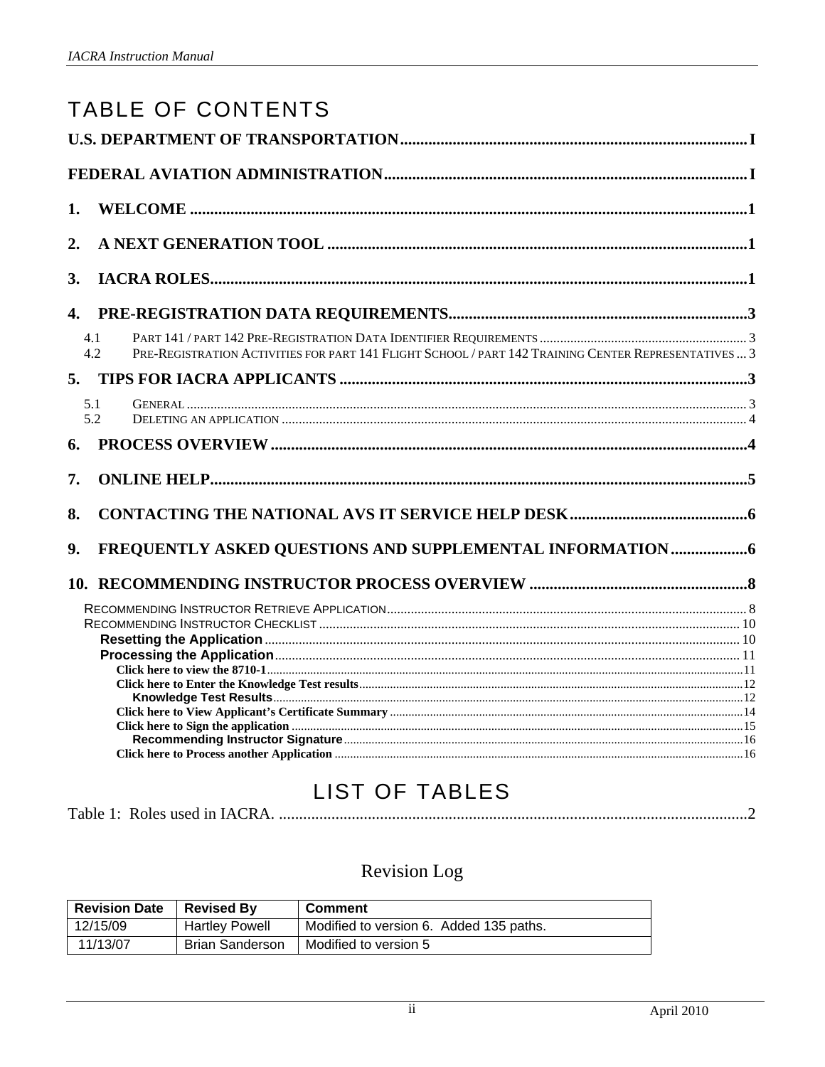# TABLE OF CONTENTS

U.S. DEPARTMENT OF TRANSPORTATION .......... I

FEDERAL AVIATION ADMINISTRATION .......... I

1. WELCOME .......... 1

2. A NEXT GENERATION TOOL .......... 1

3. IACRA ROLES .......... 1

4. PRE-REGISTRATION DATA REQUIREMENTS .......... 3
   - 4.1 PART 141 / PART 142 PRE-REGISTRATION DATA IDENTIFIER REQUIREMENTS .......... 3
   - 4.2 PRE-REGISTRATION ACTIVITIES FOR PART 141 FLIGHT SCHOOL / PART 142 TRAINING CENTER REPRESENTATIVES .......... 3

5. TIPS FOR IACRA APPLICANTS .......... 3
   - 5.1 GENERAL .......... 3
   - 5.2 DELETING AN APPLICATION .......... 4

6. PROCESS OVERVIEW .......... 4

7. ONLINE HELP .......... 5

8. CONTACTING THE NATIONAL AVS IT SERVICE HELP DESK .......... 6

9. FREQUENTLY ASKED QUESTIONS AND SUPPLEMENTAL INFORMATION .......... 6

10. RECOMMENDING INSTRUCTOR PROCESS OVERVIEW .......... 8
   - RECOMMENDING INSTRUCTOR RETRIEVE APPLICATION .......... 8
   - RECOMMENDING INSTRUCTOR CHECKLIST .......... 10
     - Resetting the Application .......... 10
     - Processing the Application .......... 11
       - Click here to view the 8710-1 .......... 11
       - Click here to Enter the Knowledge Test results .......... 12
         - Knowledge Test Results .......... 12
       - Click here to View Applicant's Certificate Summary .......... 14
       - Click here to Sign the application .......... 15
         - Recommending Instructor Signature .......... 16
       - Click here to Process another Application .......... 16

# LIST OF TABLES

Table 1: Roles used in IACRA. .......... 2

## Revision Log

| Revision Date | Revised By | Comment |
|---|---|---|
| 12/15/09 | Hartley Powell | Modified to version 6. Added 135 paths. |
| 11/13/07 | Brian Sanderson | Modified to version 5 |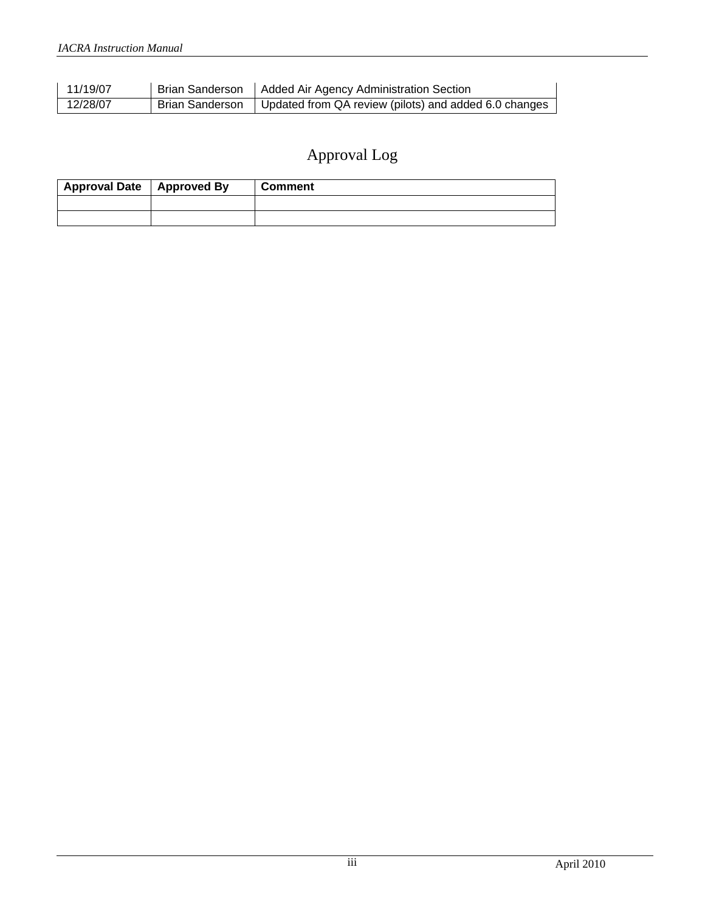| 11/19/07 | Brian Sanderson | Added Air Agency Administration Section |
|---|---|---|
| 12/28/07 | Brian Sanderson | Updated from QA review (pilots) and added 6.0 changes |

# Approval Log

| Approval Date | Approved By | Comment |
|---|---|---|
| | | |
| | | |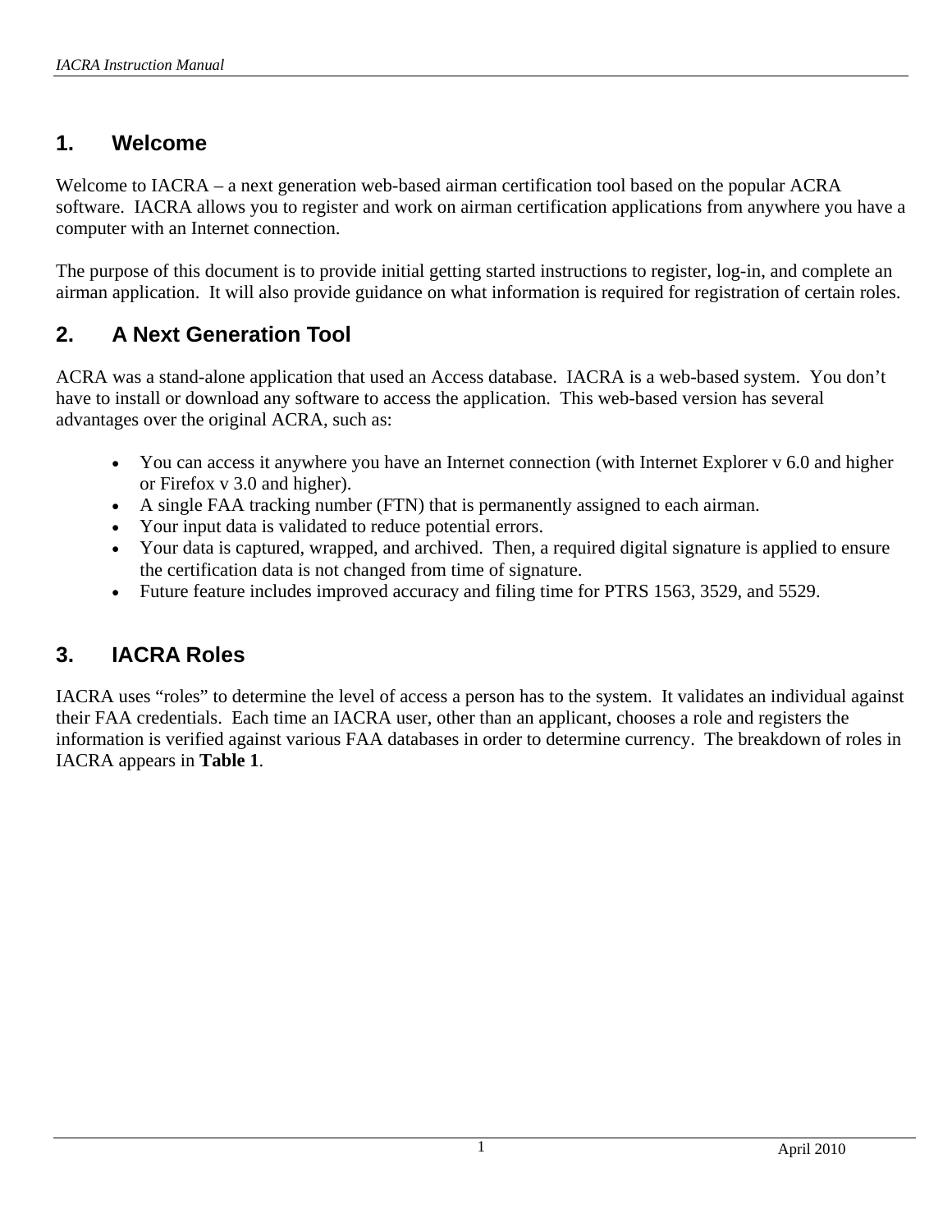## 1. Welcome

Welcome to IACRA – a next generation web-based airman certification tool based on the popular ACRA software. IACRA allows you to register and work on airman certification applications from anywhere you have a computer with an Internet connection.

The purpose of this document is to provide initial getting started instructions to register, log-in, and complete an airman application. It will also provide guidance on what information is required for registration of certain roles.

## 2. A Next Generation Tool

ACRA was a stand-alone application that used an Access database. IACRA is a web-based system. You don't have to install or download any software to access the application. This web-based version has several advantages over the original ACRA, such as:

- You can access it anywhere you have an Internet connection (with Internet Explorer v 6.0 and higher or Firefox v 3.0 and higher).
- A single FAA tracking number (FTN) that is permanently assigned to each airman.
- Your input data is validated to reduce potential errors.
- Your data is captured, wrapped, and archived. Then, a required digital signature is applied to ensure the certification data is not changed from time of signature.
- Future feature includes improved accuracy and filing time for PTRS 1563, 3529, and 5529.

## 3. IACRA Roles

IACRA uses "roles" to determine the level of access a person has to the system. It validates an individual against their FAA credentials. Each time an IACRA user, other than an applicant, chooses a role and registers the information is verified against various FAA databases in order to determine currency. The breakdown of roles in IACRA appears in **Table 1**.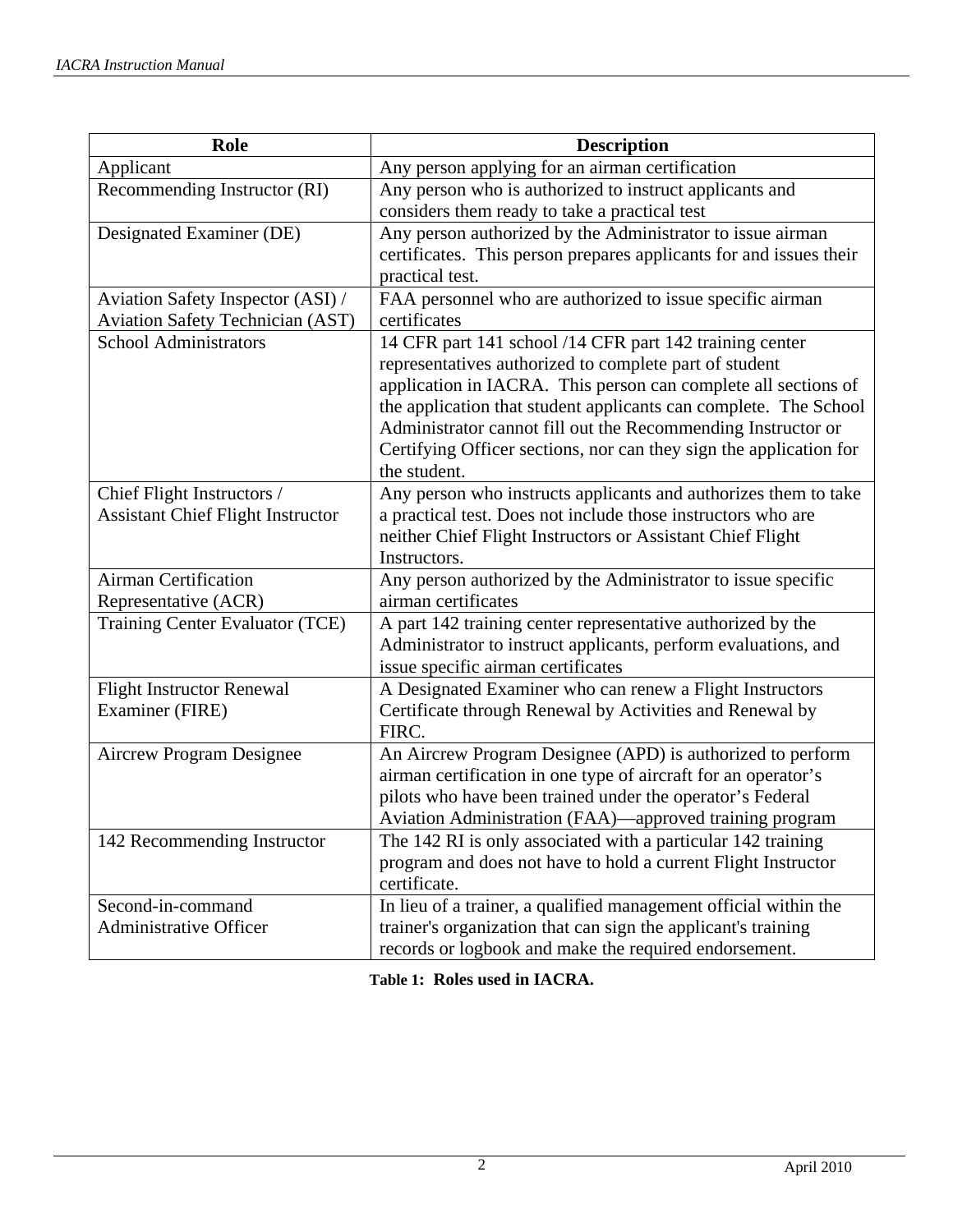| Role | Description |
|---|---|
| Applicant | Any person applying for an airman certification |
| Recommending Instructor (RI) | Any person who is authorized to instruct applicants and considers them ready to take a practical test |
| Designated Examiner (DE) | Any person authorized by the Administrator to issue airman certificates. This person prepares applicants for and issues their practical test. |
| Aviation Safety Inspector (ASI) / Aviation Safety Technician (AST) | FAA personnel who are authorized to issue specific airman certificates |
| School Administrators | 14 CFR part 141 school /14 CFR part 142 training center representatives authorized to complete part of student application in IACRA. This person can complete all sections of the application that student applicants can complete. The School Administrator cannot fill out the Recommending Instructor or Certifying Officer sections, nor can they sign the application for the student. |
| Chief Flight Instructors / Assistant Chief Flight Instructor | Any person who instructs applicants and authorizes them to take a practical test. Does not include those instructors who are neither Chief Flight Instructors or Assistant Chief Flight Instructors. |
| Airman Certification Representative (ACR) | Any person authorized by the Administrator to issue specific airman certificates |
| Training Center Evaluator (TCE) | A part 142 training center representative authorized by the Administrator to instruct applicants, perform evaluations, and issue specific airman certificates |
| Flight Instructor Renewal Examiner (FIRE) | A Designated Examiner who can renew a Flight Instructors Certificate through Renewal by Activities and Renewal by FIRC. |
| Aircrew Program Designee | An Aircrew Program Designee (APD) is authorized to perform airman certification in one type of aircraft for an operator's pilots who have been trained under the operator's Federal Aviation Administration (FAA)—approved training program |
| 142 Recommending Instructor | The 142 RI is only associated with a particular 142 training program and does not have to hold a current Flight Instructor certificate. |
| Second-in-command Administrative Officer | In lieu of a trainer, a qualified management official within the trainer's organization that can sign the applicant's training records or logbook and make the required endorsement. |

**Table 1: Roles used in IACRA.**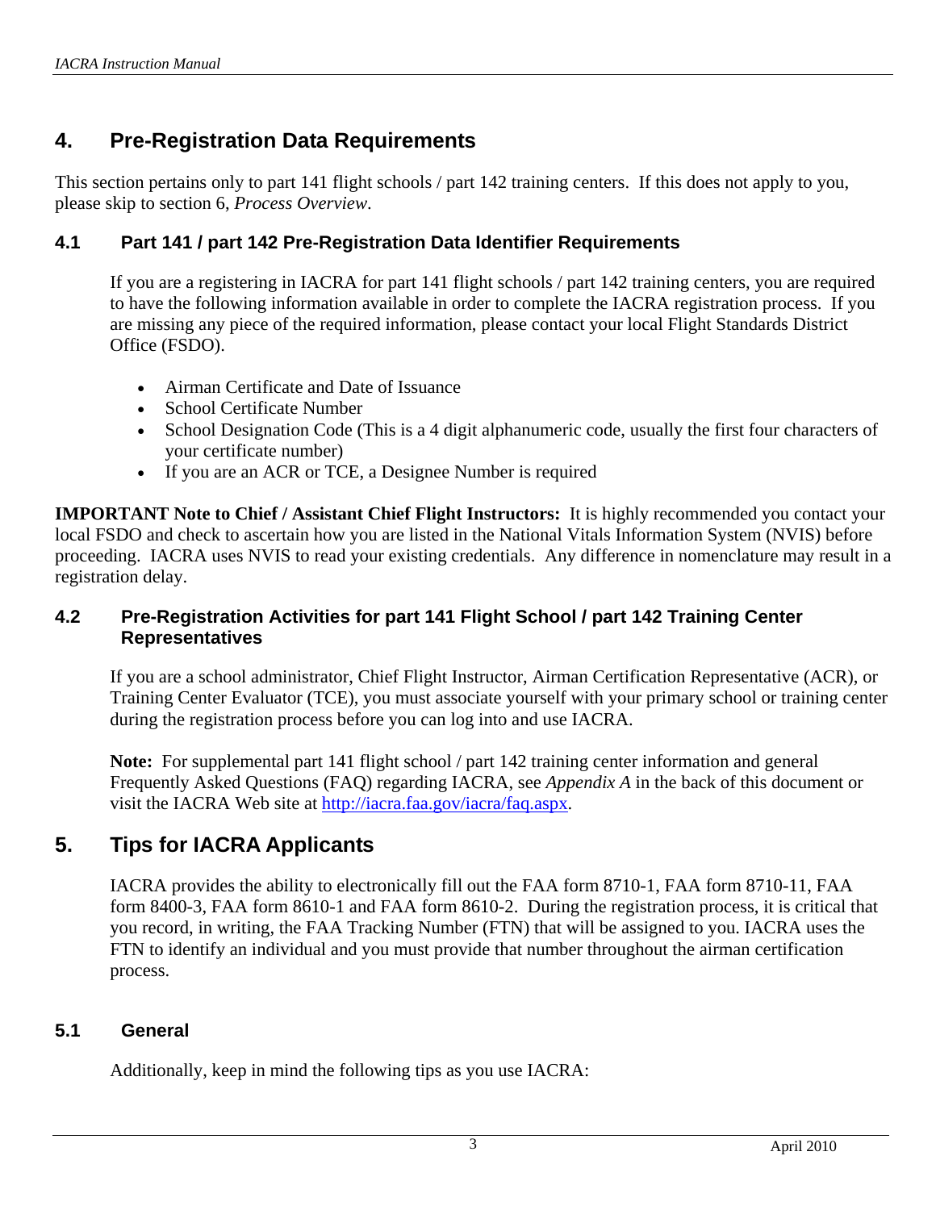## 4. Pre-Registration Data Requirements

This section pertains only to part 141 flight schools / part 142 training centers. If this does not apply to you, please skip to section 6, *Process Overview*.

### 4.1 Part 141 / part 142 Pre-Registration Data Identifier Requirements

If you are a registering in IACRA for part 141 flight schools / part 142 training centers, you are required to have the following information available in order to complete the IACRA registration process. If you are missing any piece of the required information, please contact your local Flight Standards District Office (FSDO).

- Airman Certificate and Date of Issuance
- School Certificate Number
- School Designation Code (This is a 4 digit alphanumeric code, usually the first four characters of your certificate number)
- If you are an ACR or TCE, a Designee Number is required

**IMPORTANT Note to Chief / Assistant Chief Flight Instructors:** It is highly recommended you contact your local FSDO and check to ascertain how you are listed in the National Vitals Information System (NVIS) before proceeding. IACRA uses NVIS to read your existing credentials. Any difference in nomenclature may result in a registration delay.

### 4.2 Pre-Registration Activities for part 141 Flight School / part 142 Training Center Representatives

If you are a school administrator, Chief Flight Instructor, Airman Certification Representative (ACR), or Training Center Evaluator (TCE), you must associate yourself with your primary school or training center during the registration process before you can log into and use IACRA.

**Note:** For supplemental part 141 flight school / part 142 training center information and general Frequently Asked Questions (FAQ) regarding IACRA, see *Appendix A* in the back of this document or visit the IACRA Web site at http://iacra.faa.gov/iacra/faq.aspx.

## 5. Tips for IACRA Applicants

IACRA provides the ability to electronically fill out the FAA form 8710-1, FAA form 8710-11, FAA form 8400-3, FAA form 8610-1 and FAA form 8610-2. During the registration process, it is critical that you record, in writing, the FAA Tracking Number (FTN) that will be assigned to you. IACRA uses the FTN to identify an individual and you must provide that number throughout the airman certification process.

### 5.1 General

Additionally, keep in mind the following tips as you use IACRA: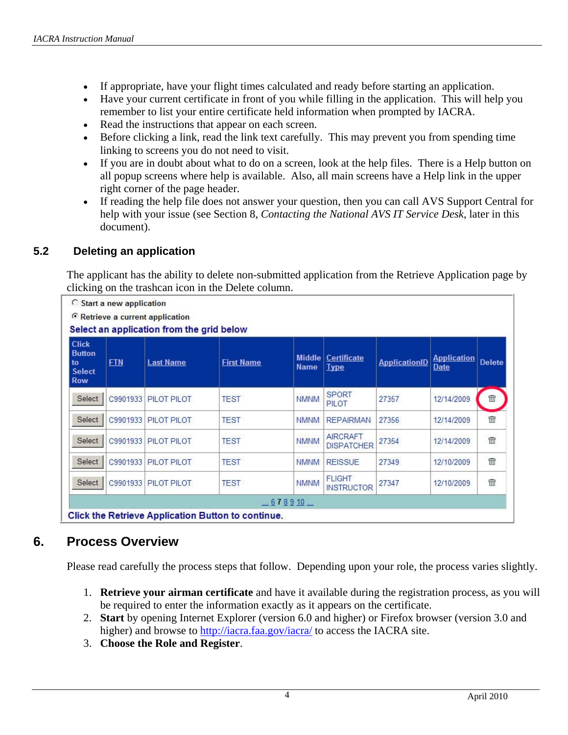- If appropriate, have your flight times calculated and ready before starting an application.
- Have your current certificate in front of you while filling in the application. This will help you remember to list your entire certificate held information when prompted by IACRA.
- Read the instructions that appear on each screen.
- Before clicking a link, read the link text carefully. This may prevent you from spending time linking to screens you do not need to visit.
- If you are in doubt about what to do on a screen, look at the help files. There is a Help button on all popup screens where help is available. Also, all main screens have a Help link in the upper right corner of the page header.
- If reading the help file does not answer your question, then you can call AVS Support Central for help with your issue (see Section 8, *Contacting the National AVS IT Service Desk*, later in this document).

## 5.2 Deleting an application

The applicant has the ability to delete non-submitted application from the Retrieve Application page by clicking on the trashcan icon in the Delete column.

○ Start a new application

◉ Retrieve a current application

**Select an application from the grid below**

| Click Button to Select Row | FTN | Last Name | First Name | Middle Name | Certificate Type | ApplicationID | Application Date | Delete |
|---|---|---|---|---|---|---|---|---|
| Select | C9901933 | PILOT PILOT | TEST | NMNM | SPORT PILOT | 27357 | 12/14/2009 | 🗑 |
| Select | C9901933 | PILOT PILOT | TEST | NMNM | REPAIRMAN | 27356 | 12/14/2009 | 🗑 |
| Select | C9901933 | PILOT PILOT | TEST | NMNM | AIRCRAFT DISPATCHER | 27354 | 12/14/2009 | 🗑 |
| Select | C9901933 | PILOT PILOT | TEST | NMNM | REISSUE | 27349 | 12/10/2009 | 🗑 |
| Select | C9901933 | PILOT PILOT | TEST | NMNM | FLIGHT INSTRUCTOR | 27347 | 12/10/2009 | 🗑 |

... 6 7 8 9 10 ...

**Click the Retrieve Application Button to continue.**

# 6. Process Overview

Please read carefully the process steps that follow. Depending upon your role, the process varies slightly.

1. **Retrieve your airman certificate** and have it available during the registration process, as you will be required to enter the information exactly as it appears on the certificate.
2. **Start** by opening Internet Explorer (version 6.0 and higher) or Firefox browser (version 3.0 and higher) and browse to http://iacra.faa.gov/iacra/ to access the IACRA site.
3. **Choose the Role and Register**.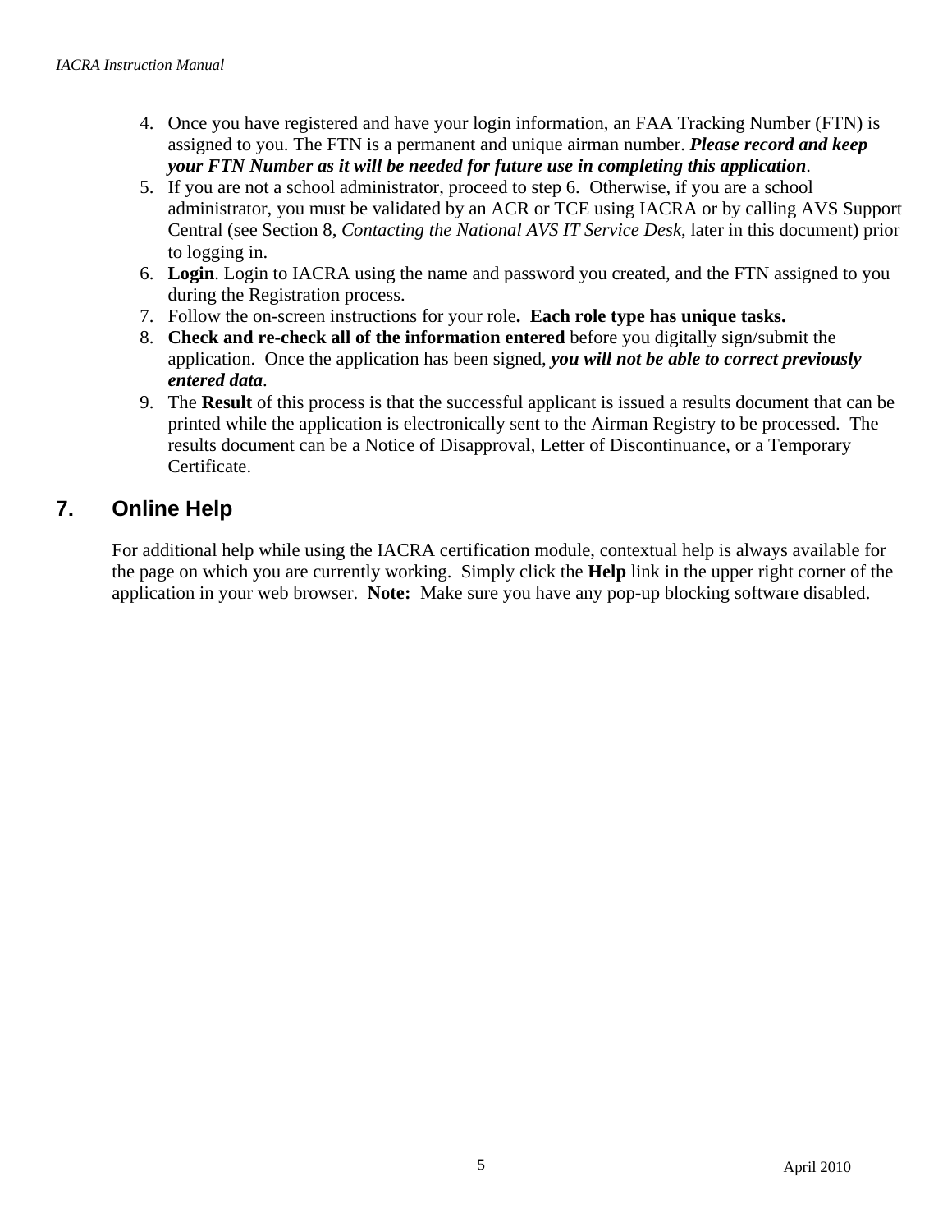4. Once you have registered and have your login information, an FAA Tracking Number (FTN) is assigned to you. The FTN is a permanent and unique airman number. ***Please record and keep your FTN Number as it will be needed for future use in completing this application***.
5. If you are not a school administrator, proceed to step 6. Otherwise, if you are a school administrator, you must be validated by an ACR or TCE using IACRA or by calling AVS Support Central (see Section 8, *Contacting the National AVS IT Service Desk*, later in this document) prior to logging in.
6. **Login**. Login to IACRA using the name and password you created, and the FTN assigned to you during the Registration process.
7. Follow the on-screen instructions for your role**. Each role type has unique tasks.**
8. **Check and re-check all of the information entered** before you digitally sign/submit the application. Once the application has been signed, ***you will not be able to correct previously entered data***.
9. The **Result** of this process is that the successful applicant is issued a results document that can be printed while the application is electronically sent to the Airman Registry to be processed. The results document can be a Notice of Disapproval, Letter of Discontinuance, or a Temporary Certificate.

## 7. Online Help

For additional help while using the IACRA certification module, contextual help is always available for the page on which you are currently working. Simply click the **Help** link in the upper right corner of the application in your web browser. **Note:** Make sure you have any pop-up blocking software disabled.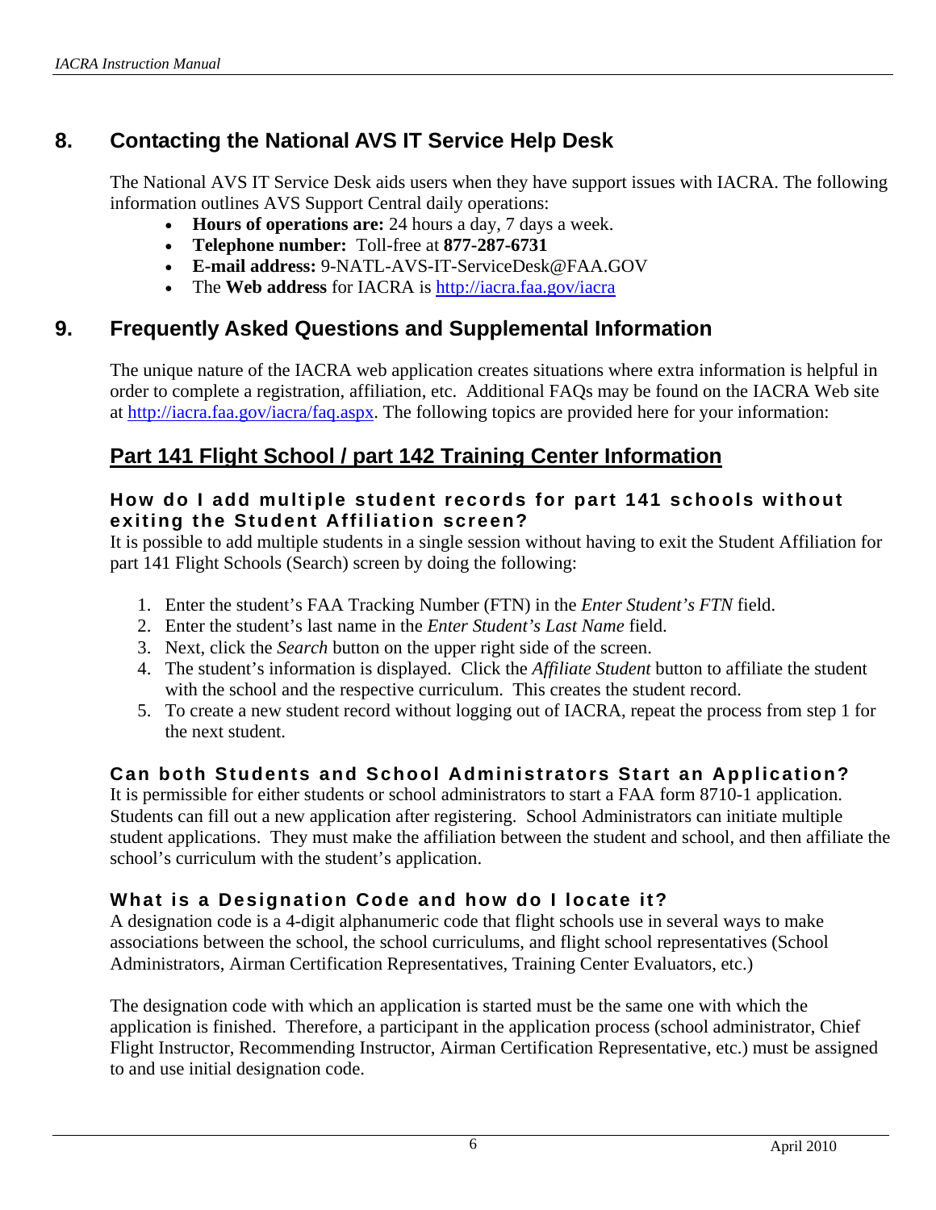## 8. Contacting the National AVS IT Service Help Desk

The National AVS IT Service Desk aids users when they have support issues with IACRA. The following information outlines AVS Support Central daily operations:

- **Hours of operations are:** 24 hours a day, 7 days a week.
- **Telephone number:** Toll-free at **877-287-6731**
- **E-mail address:** 9-NATL-AVS-IT-ServiceDesk@FAA.GOV
- The **Web address** for IACRA is [http://iacra.faa.gov/iacra](http://iacra.faa.gov/iacra)

## 9. Frequently Asked Questions and Supplemental Information

The unique nature of the IACRA web application creates situations where extra information is helpful in order to complete a registration, affiliation, etc. Additional FAQs may be found on the IACRA Web site at [http://iacra.faa.gov/iacra/faq.aspx](http://iacra.faa.gov/iacra/faq.aspx). The following topics are provided here for your information:

### Part 141 Flight School / part 142 Training Center Information

#### How do I add multiple student records for part 141 schools without exiting the Student Affiliation screen?

It is possible to add multiple students in a single session without having to exit the Student Affiliation for part 141 Flight Schools (Search) screen by doing the following:

1. Enter the student's FAA Tracking Number (FTN) in the *Enter Student's FTN* field.
2. Enter the student's last name in the *Enter Student's Last Name* field.
3. Next, click the *Search* button on the upper right side of the screen.
4. The student's information is displayed. Click the *Affiliate Student* button to affiliate the student with the school and the respective curriculum. This creates the student record.
5. To create a new student record without logging out of IACRA, repeat the process from step 1 for the next student.

#### Can both Students and School Administrators Start an Application?

It is permissible for either students or school administrators to start a FAA form 8710-1 application. Students can fill out a new application after registering. School Administrators can initiate multiple student applications. They must make the affiliation between the student and school, and then affiliate the school's curriculum with the student's application.

#### What is a Designation Code and how do I locate it?

A designation code is a 4-digit alphanumeric code that flight schools use in several ways to make associations between the school, the school curriculums, and flight school representatives (School Administrators, Airman Certification Representatives, Training Center Evaluators, etc.)

The designation code with which an application is started must be the same one with which the application is finished. Therefore, a participant in the application process (school administrator, Chief Flight Instructor, Recommending Instructor, Airman Certification Representative, etc.) must be assigned to and use initial designation code.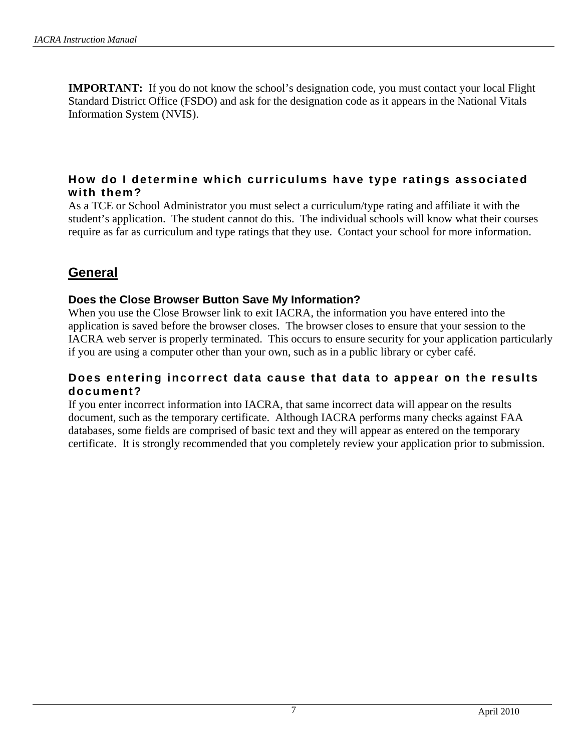**IMPORTANT:** If you do not know the school's designation code, you must contact your local Flight Standard District Office (FSDO) and ask for the designation code as it appears in the National Vitals Information System (NVIS).

### How do I determine which curriculums have type ratings associated with them?

As a TCE or School Administrator you must select a curriculum/type rating and affiliate it with the student's application. The student cannot do this. The individual schools will know what their courses require as far as curriculum and type ratings that they use. Contact your school for more information.

## General

### Does the Close Browser Button Save My Information?

When you use the Close Browser link to exit IACRA, the information you have entered into the application is saved before the browser closes. The browser closes to ensure that your session to the IACRA web server is properly terminated. This occurs to ensure security for your application particularly if you are using a computer other than your own, such as in a public library or cyber café.

### Does entering incorrect data cause that data to appear on the results document?

If you enter incorrect information into IACRA, that same incorrect data will appear on the results document, such as the temporary certificate. Although IACRA performs many checks against FAA databases, some fields are comprised of basic text and they will appear as entered on the temporary certificate. It is strongly recommended that you completely review your application prior to submission.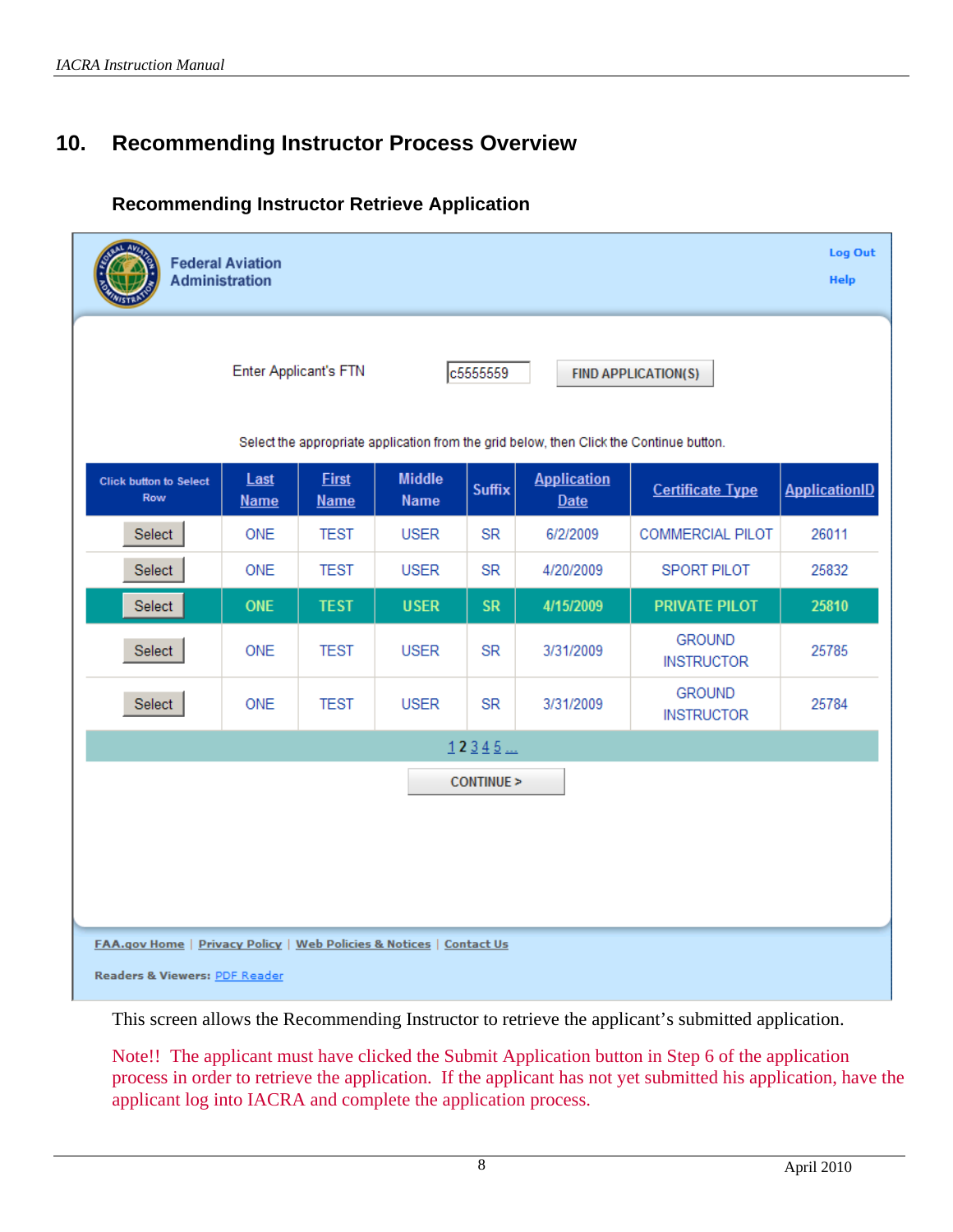## 10. Recommending Instructor Process Overview

### Recommending Instructor Retrieve Application

Federal Aviation Administration

Log Out
Help

Enter Applicant's FTN c5555559 FIND APPLICATION(S)

Select the appropriate application from the grid below, then Click the Continue button.

| Click button to Select Row | Last Name | First Name | Middle Name | Suffix | Application Date | Certificate Type | ApplicationID |
|---|---|---|---|---|---|---|---|
| Select | ONE | TEST | USER | SR | 6/2/2009 | COMMERCIAL PILOT | 26011 |
| Select | ONE | TEST | USER | SR | 4/20/2009 | SPORT PILOT | 25832 |
| Select | ONE | TEST | USER | SR | 4/15/2009 | PRIVATE PILOT | 25810 |
| Select | ONE | TEST | USER | SR | 3/31/2009 | GROUND INSTRUCTOR | 25785 |
| Select | ONE | TEST | USER | SR | 3/31/2009 | GROUND INSTRUCTOR | 25784 |

1 2 3 4 5 ...

CONTINUE >

FAA.gov Home | Privacy Policy | Web Policies & Notices | Contact Us

Readers & Viewers: PDF Reader

This screen allows the Recommending Instructor to retrieve the applicant's submitted application.

Note!! The applicant must have clicked the Submit Application button in Step 6 of the application process in order to retrieve the application. If the applicant has not yet submitted his application, have the applicant log into IACRA and complete the application process.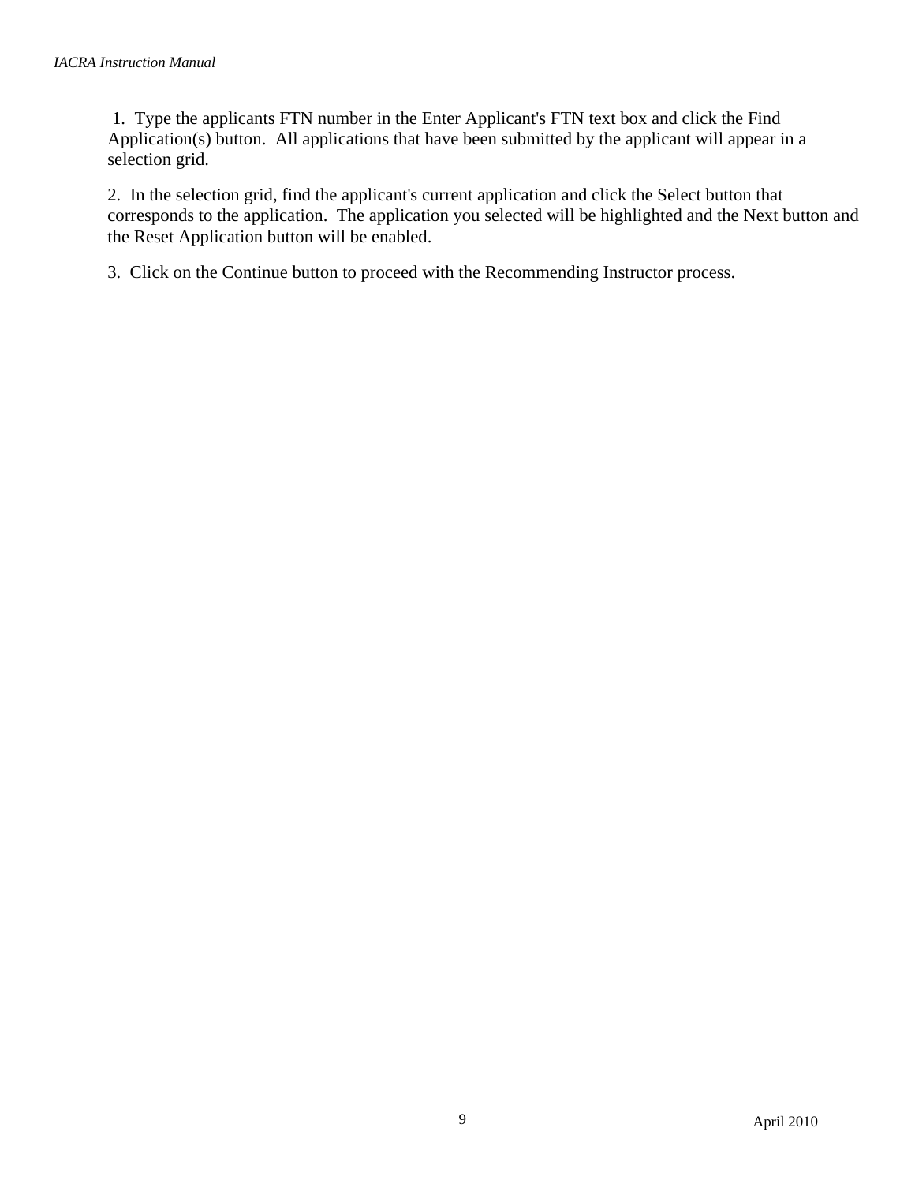1. Type the applicants FTN number in the Enter Applicant's FTN text box and click the Find Application(s) button. All applications that have been submitted by the applicant will appear in a selection grid.

2. In the selection grid, find the applicant's current application and click the Select button that corresponds to the application. The application you selected will be highlighted and the Next button and the Reset Application button will be enabled.

3. Click on the Continue button to proceed with the Recommending Instructor process.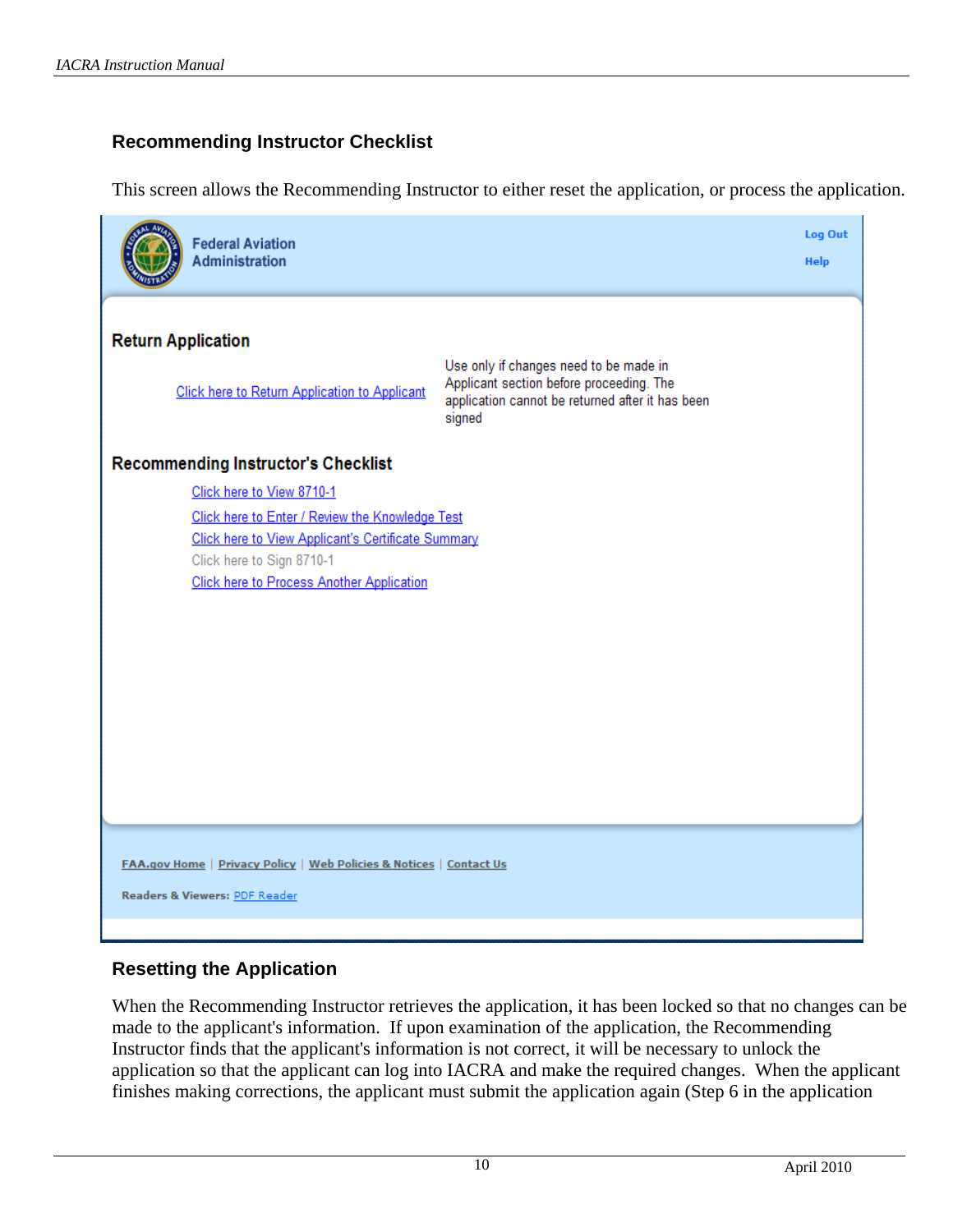### Recommending Instructor Checklist

This screen allows the Recommending Instructor to either reset the application, or process the application.

Federal Aviation Administration

Log Out

Help

**Return Application**

Click here to Return Application to Applicant

Use only if changes need to be made in Applicant section before proceeding. The application cannot be returned after it has been signed

**Recommending Instructor's Checklist**

Click here to View 8710-1

Click here to Enter / Review the Knowledge Test

Click here to View Applicant's Certificate Summary

Click here to Sign 8710-1

Click here to Process Another Application

FAA.gov Home | Privacy Policy | Web Policies & Notices | Contact Us

Readers & Viewers: PDF Reader

### Resetting the Application

When the Recommending Instructor retrieves the application, it has been locked so that no changes can be made to the applicant's information. If upon examination of the application, the Recommending Instructor finds that the applicant's information is not correct, it will be necessary to unlock the application so that the applicant can log into IACRA and make the required changes. When the applicant finishes making corrections, the applicant must submit the application again (Step 6 in the application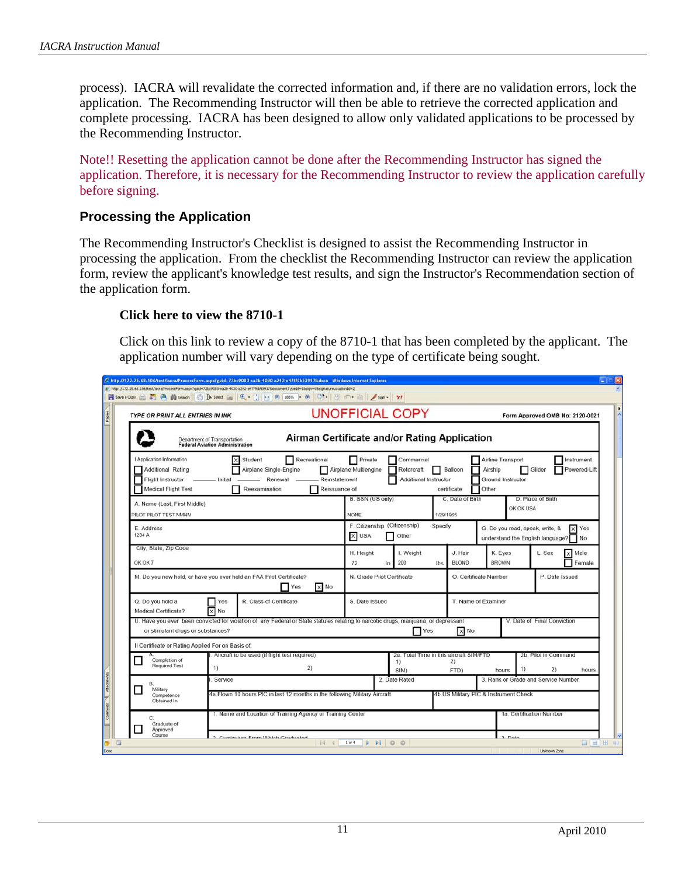process). IACRA will revalidate the corrected information and, if there are no validation errors, lock the application. The Recommending Instructor will then be able to retrieve the corrected application and complete processing. IACRA has been designed to allow only validated applications to be processed by the Recommending Instructor.

Note!! Resetting the application cannot be done after the Recommending Instructor has signed the application. Therefore, it is necessary for the Recommending Instructor to review the application carefully before signing.

## Processing the Application

The Recommending Instructor's Checklist is designed to assist the Recommending Instructor in processing the application. From the checklist the Recommending Instructor can review the application form, review the applicant's knowledge test results, and sign the Instructor's Recommendation section of the application form.

### Click here to view the 8710-1

Click on this link to review a copy of the 8710-1 that has been completed by the applicant. The application number will vary depending on the type of certificate being sought.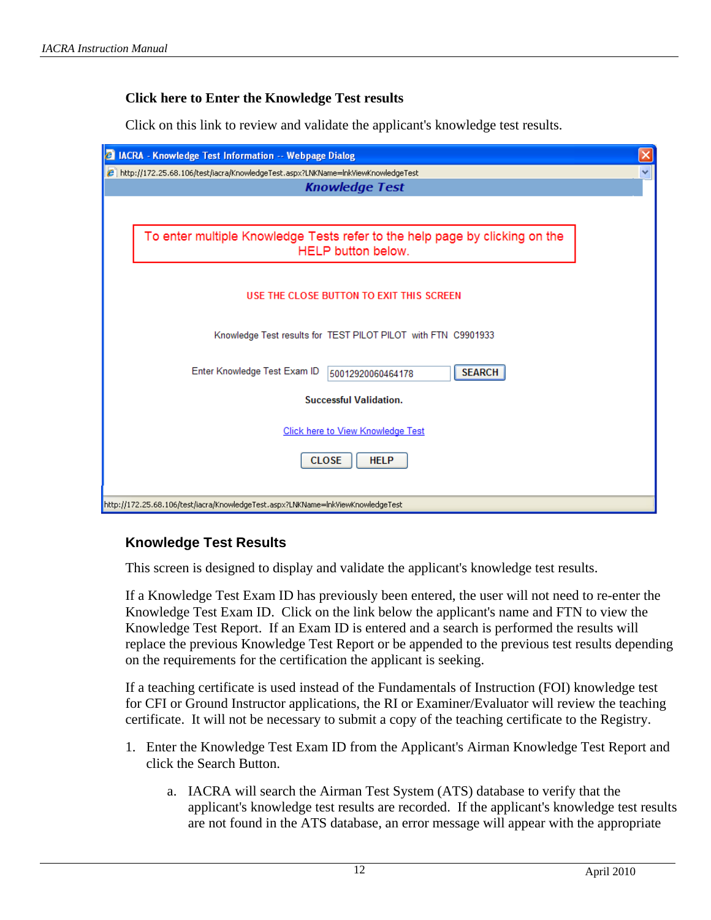**Click here to Enter the Knowledge Test results**

Click on this link to review and validate the applicant's knowledge test results.

### Knowledge Test Results

This screen is designed to display and validate the applicant's knowledge test results.

If a Knowledge Test Exam ID has previously been entered, the user will not need to re-enter the Knowledge Test Exam ID. Click on the link below the applicant's name and FTN to view the Knowledge Test Report. If an Exam ID is entered and a search is performed the results will replace the previous Knowledge Test Report or be appended to the previous test results depending on the requirements for the certification the applicant is seeking.

If a teaching certificate is used instead of the Fundamentals of Instruction (FOI) knowledge test for CFI or Ground Instructor applications, the RI or Examiner/Evaluator will review the teaching certificate. It will not be necessary to submit a copy of the teaching certificate to the Registry.

1. Enter the Knowledge Test Exam ID from the Applicant's Airman Knowledge Test Report and click the Search Button.

   a. IACRA will search the Airman Test System (ATS) database to verify that the applicant's knowledge test results are recorded. If the applicant's knowledge test results are not found in the ATS database, an error message will appear with the appropriate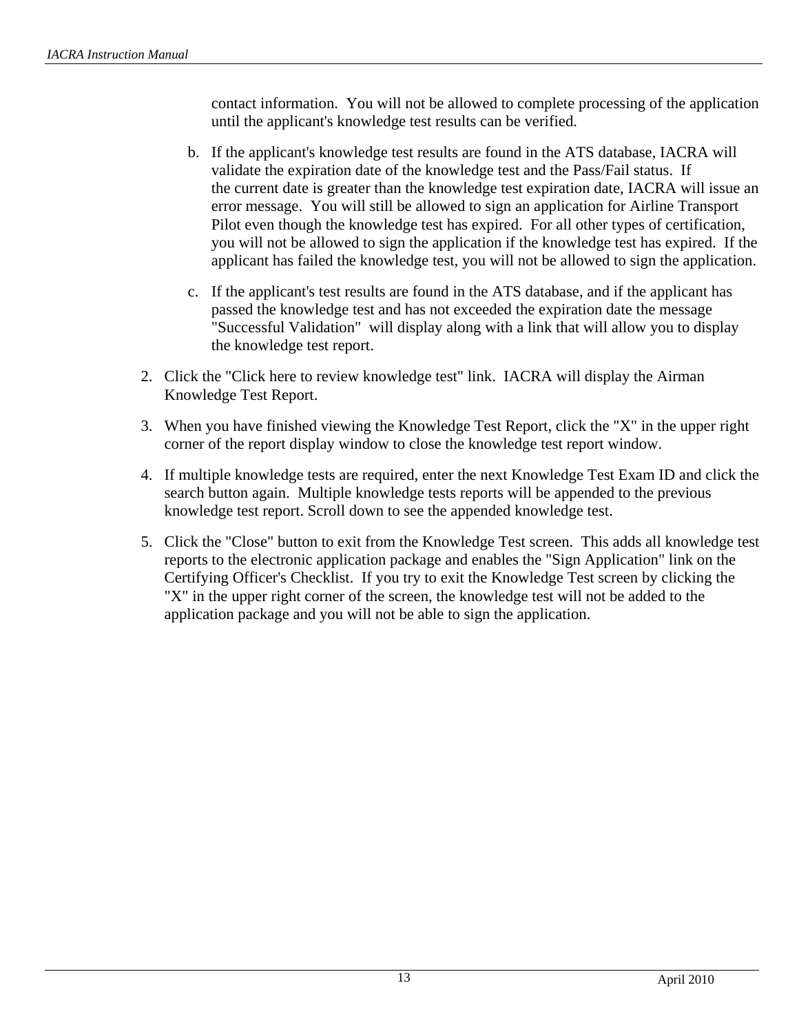contact information. You will not be allowed to complete processing of the application until the applicant's knowledge test results can be verified.

b. If the applicant's knowledge test results are found in the ATS database, IACRA will validate the expiration date of the knowledge test and the Pass/Fail status. If the current date is greater than the knowledge test expiration date, IACRA will issue an error message. You will still be allowed to sign an application for Airline Transport Pilot even though the knowledge test has expired. For all other types of certification, you will not be allowed to sign the application if the knowledge test has expired. If the applicant has failed the knowledge test, you will not be allowed to sign the application.

c. If the applicant's test results are found in the ATS database, and if the applicant has passed the knowledge test and has not exceeded the expiration date the message "Successful Validation" will display along with a link that will allow you to display the knowledge test report.

2. Click the "Click here to review knowledge test" link. IACRA will display the Airman Knowledge Test Report.
3. When you have finished viewing the Knowledge Test Report, click the "X" in the upper right corner of the report display window to close the knowledge test report window.
4. If multiple knowledge tests are required, enter the next Knowledge Test Exam ID and click the search button again. Multiple knowledge tests reports will be appended to the previous knowledge test report. Scroll down to see the appended knowledge test.
5. Click the "Close" button to exit from the Knowledge Test screen. This adds all knowledge test reports to the electronic application package and enables the "Sign Application" link on the Certifying Officer's Checklist. If you try to exit the Knowledge Test screen by clicking the "X" in the upper right corner of the screen, the knowledge test will not be added to the application package and you will not be able to sign the application.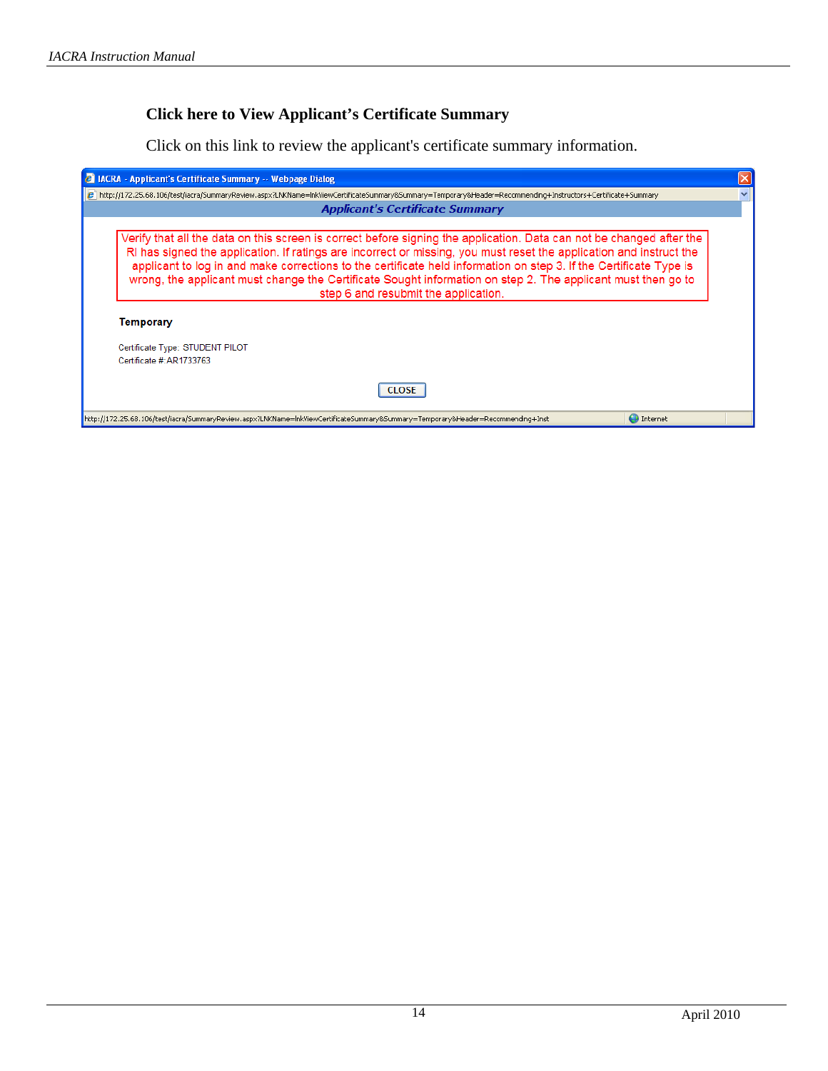### Click here to View Applicant's Certificate Summary

Click on this link to review the applicant's certificate summary information.

IACRA - Applicant's Certificate Summary -- Webpage Dialog

http://172.25.68.106/test/iacra/SummaryReview.aspx?LNKName=lnkViewCertificateSummary&Summary=Temporary&Header=Recommending+Instructors+Certificate+Summary

**Applicant's Certificate Summary**

Verify that all the data on this screen is correct before signing the application. Data can not be changed after the RI has signed the application. If ratings are incorrect or missing, you must reset the application and instruct the applicant to log in and make corrections to the certificate held information on step 3. If the Certificate Type is wrong, the applicant must change the Certificate Sought information on step 2. The applicant must then go to step 6 and resubmit the application.

**Temporary**

Certificate Type: STUDENT PILOT
Certificate #: AR1733763

CLOSE

http://172.25.68.106/test/iacra/SummaryReview.aspx?LNKName=lnkViewCertificateSummary&Summary=Temporary&Header=Recommending+Inst

Internet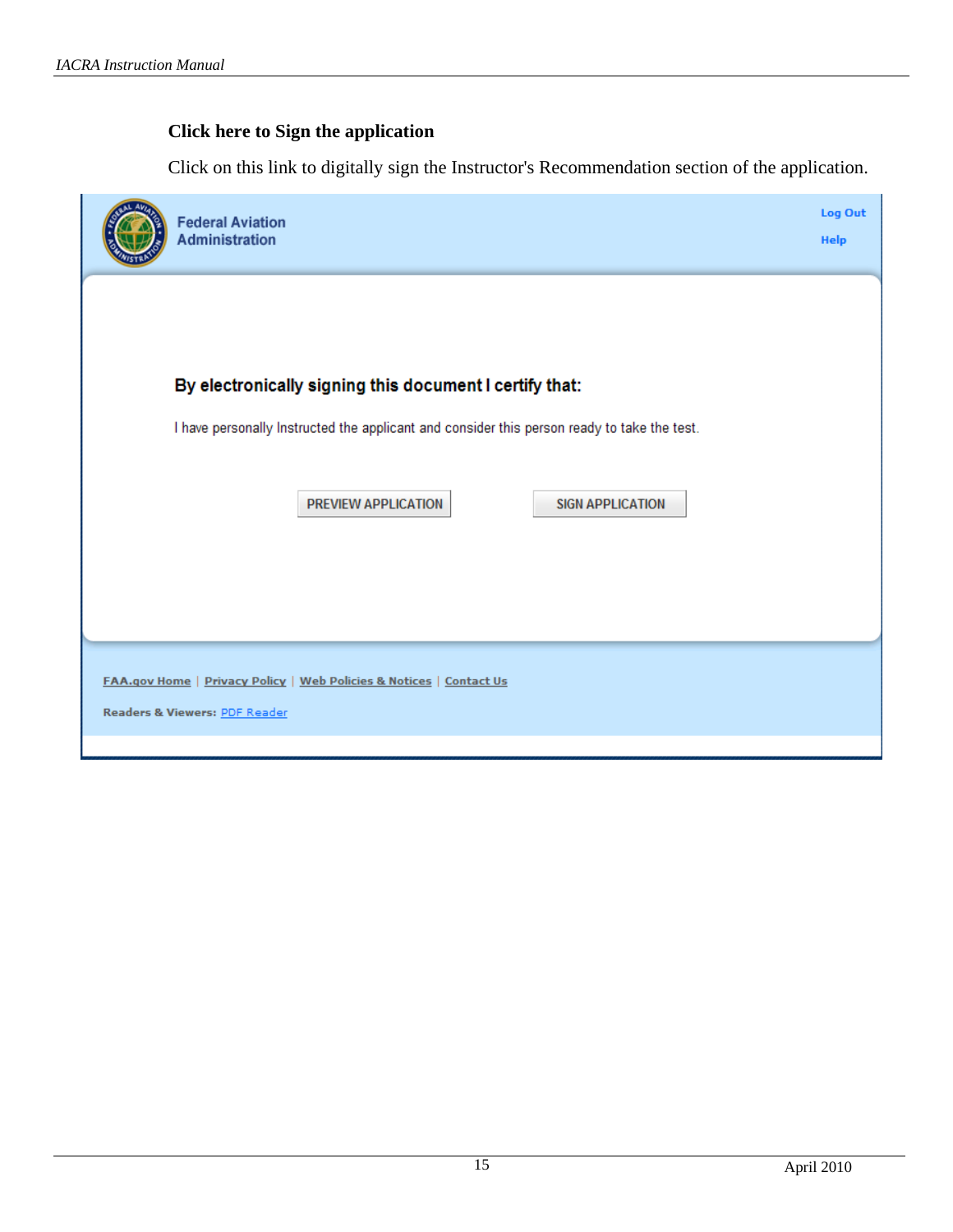**Click here to Sign the application**

Click on this link to digitally sign the Instructor's Recommendation section of the application.

Federal Aviation Administration

Log Out

Help

**By electronically signing this document I certify that:**

I have personally Instructed the applicant and consider this person ready to take the test.

PREVIEW APPLICATION    SIGN APPLICATION

FAA.gov Home | Privacy Policy | Web Policies & Notices | Contact Us

Readers & Viewers: PDF Reader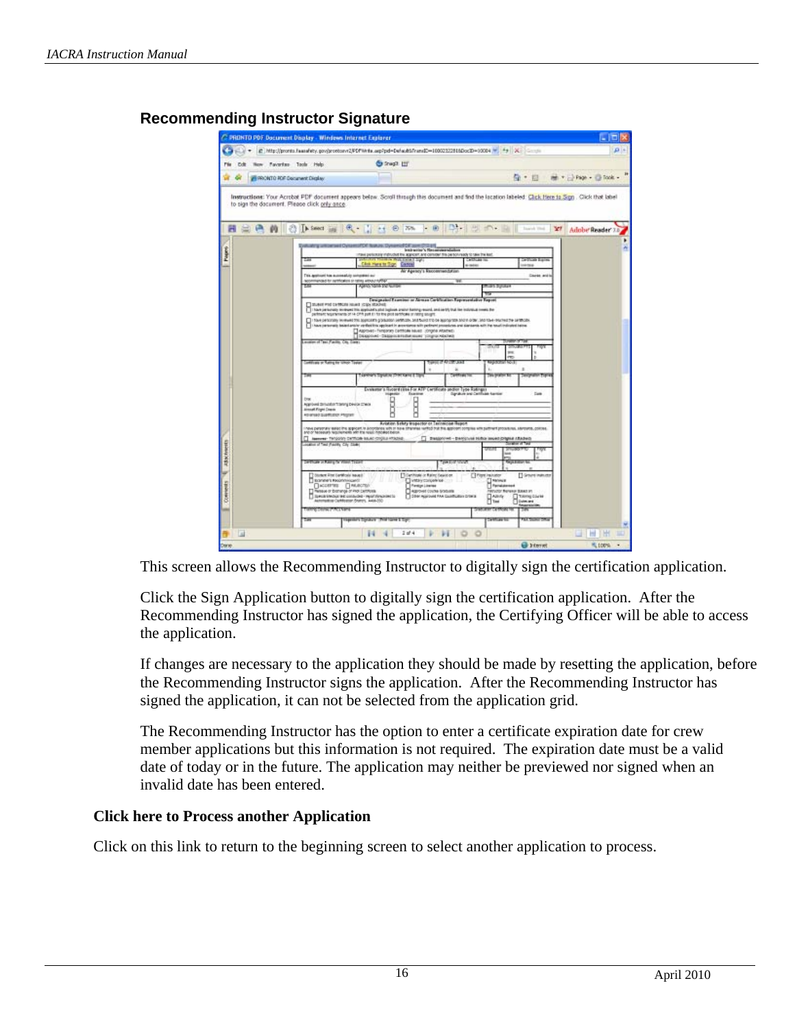## Recommending Instructor Signature

This screen allows the Recommending Instructor to digitally sign the certification application.

Click the Sign Application button to digitally sign the certification application. After the Recommending Instructor has signed the application, the Certifying Officer will be able to access the application.

If changes are necessary to the application they should be made by resetting the application, before the Recommending Instructor signs the application. After the Recommending Instructor has signed the application, it can not be selected from the application grid.

The Recommending Instructor has the option to enter a certificate expiration date for crew member applications but this information is not required. The expiration date must be a valid date of today or in the future. The application may neither be previewed nor signed when an invalid date has been entered.

### Click here to Process another Application

Click on this link to return to the beginning screen to select another application to process.